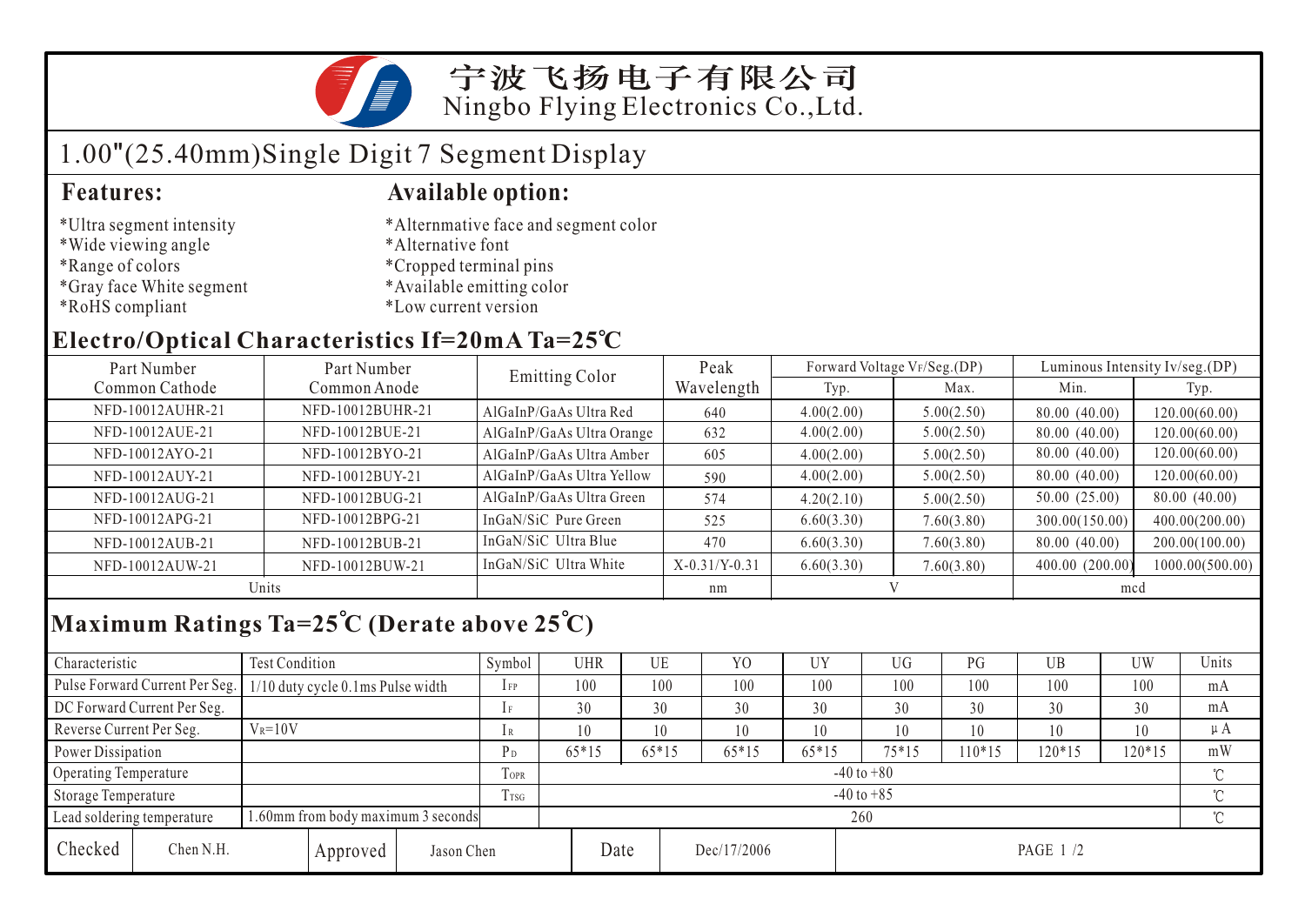# 宁波飞扬电子有限公司
Ningbo Flying Electronics Co.,Ltd.

## 1.00"(25.40mm)Single Digit 7 Segment Display

### Features:

*Ultra segment intensity
*Wide viewing angle
*Range of colors
*Gray face White segment
*RoHS compliant

### Available option:

*Alternmative face and segment color
*Alternative font
*Cropped terminal pins
*Available emitting color
*Low current version

## Electro/Optical Characteristics If=20mA Ta=25℃

| Part Number Common Cathode | Part Number Common Anode | Emitting Color | Peak Wavelength | Forward Voltage $V_F$/Seg.(DP) | | Luminous Intensity Iv/seg.(DP) | |
|---|---|---|---|---|---|---|---|
| | | | | Typ. | Max. | Min. | Typ. |
| NFD-10012AUHR-21 | NFD-10012BUHR-21 | AlGaInP/GaAs Ultra Red | 640 | 4.00(2.00) | 5.00(2.50) | 80.00 (40.00) | 120.00(60.00) |
| NFD-10012AUE-21 | NFD-10012BUE-21 | AlGaInP/GaAs Ultra Orange | 632 | 4.00(2.00) | 5.00(2.50) | 80.00 (40.00) | 120.00(60.00) |
| NFD-10012AYO-21 | NFD-10012BYO-21 | AlGaInP/GaAs Ultra Amber | 605 | 4.00(2.00) | 5.00(2.50) | 80.00 (40.00) | 120.00(60.00) |
| NFD-10012AUY-21 | NFD-10012BUY-21 | AlGaInP/GaAs Ultra Yellow | 590 | 4.00(2.00) | 5.00(2.50) | 80.00 (40.00) | 120.00(60.00) |
| NFD-10012AUG-21 | NFD-10012BUG-21 | AlGaInP/GaAs Ultra Green | 574 | 4.20(2.10) | 5.00(2.50) | 50.00 (25.00) | 80.00 (40.00) |
| NFD-10012APG-21 | NFD-10012BPG-21 | InGaN/SiC Pure Green | 525 | 6.60(3.30) | 7.60(3.80) | 300.00(150.00) | 400.00(200.00) |
| NFD-10012AUB-21 | NFD-10012BUB-21 | InGaN/SiC Ultra Blue | 470 | 6.60(3.30) | 7.60(3.80) | 80.00 (40.00) | 200.00(100.00) |
| NFD-10012AUW-21 | NFD-10012BUW-21 | InGaN/SiC Ultra White | X-0.31/Y-0.31 | 6.60(3.30) | 7.60(3.80) | 400.00 (200.00) | 1000.00(500.00) |
| Units | | | nm | V | | mcd | |

## Maximum Ratings Ta=25℃ (Derate above 25℃)

| Characteristic | Test Condition | Symbol | UHR | UE | YO | UY | UG | PG | UB | UW | Units |
|---|---|---|---|---|---|---|---|---|---|---|---|
| Pulse Forward Current Per Seg. | 1/10 duty cycle 0.1ms Pulse width | $I_{FP}$ | 100 | 100 | 100 | 100 | 100 | 100 | 100 | 100 | mA |
| DC Forward Current Per Seg. | | $I_F$ | 30 | 30 | 30 | 30 | 30 | 30 | 30 | 30 | mA |
| Reverse Current Per Seg. | $V_R$=10V | $I_R$ | 10 | 10 | 10 | 10 | 10 | 10 | 10 | 10 | μA |
| Power Dissipation | | $P_D$ | 65*15 | 65*15 | 65*15 | 65*15 | 75*15 | 110*15 | 120*15 | 120*15 | mW |
| Operating Temperature | | $T_{OPR}$ | -40 to +80 | | | | | | | | ℃ |
| Storage Temperature | | $T_{TSG}$ | -40 to +85 | | | | | | | | ℃ |
| Lead soldering temperature | 1.60mm from body maximum 3 seconds | | 260 | | | | | | | | ℃ |

| Checked | Chen N.H. | Approved | Jason Chen | Date | Dec/17/2006 |
|---|---|---|---|---|---|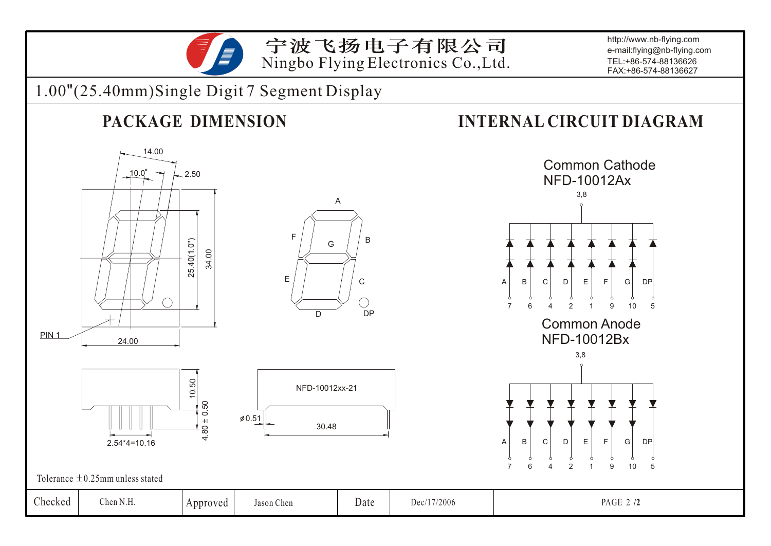宁波飞扬电子有限公司
Ningbo Flying Electronics Co.,Ltd.

http://www.nb-flying.com
e-mail:flying@nb-flying.com
TEL:+86-574-88136626
FAX:+86-574-88136627

# 1.00"(25.40mm)Single Digit 7 Segment Display

## PACKAGE DIMENSION

14.00
10.0°
2.50
25.40(1.0")
34.00
PIN 1
24.00

A
F
G
B
E
C
D
DP

10.50
4.80 ± 0.50
2.54*4=10.16

NFD-10012xx-21
ø0.51
30.48

Tolerance ±0.25mm unless stated

## INTERNAL CIRCUIT DIAGRAM

Common Cathode
NFD-10012Ax

3,8

A B C D E F G DP
7 6 4 2 1 9 10 5

Common Anode
NFD-10012Bx

3,8

A B C D E F G DP
7 6 4 2 1 9 10 5

| Checked | Chen N.H. | Approved | Jason Chen | Date | Dec/17/2006 | PAGE 2 /2 |
|---|---|---|---|---|---|---|